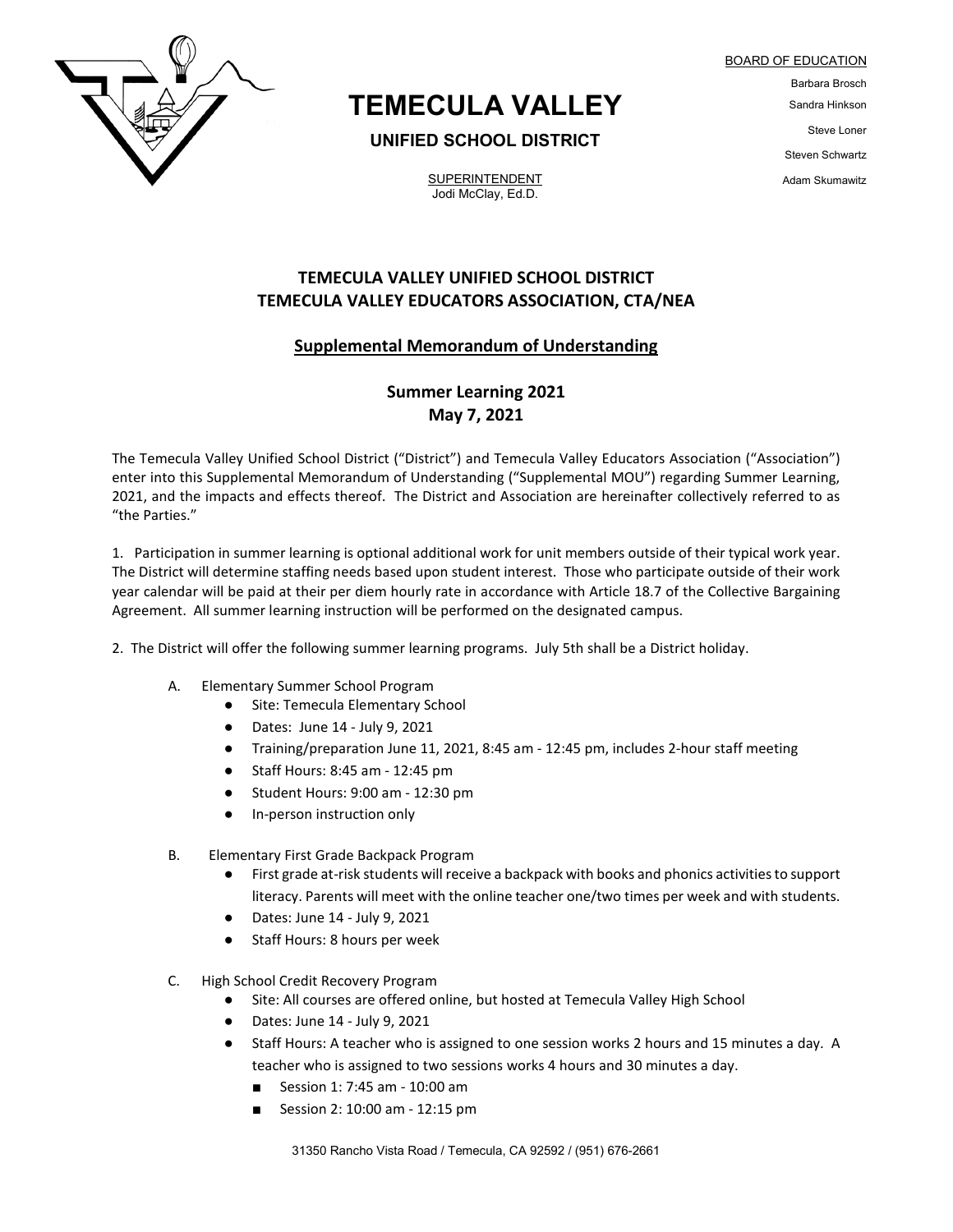# TEMECULA VALLEY

**UNIFIED SCHOOL DISTRICT**

SUPERINTENDENT
Jodi McClay, Ed.D.

BOARD OF EDUCATION
Barbara Brosch
Sandra Hinkson
Steve Loner
Steven Schwartz
Adam Skumawitz

## TEMECULA VALLEY UNIFIED SCHOOL DISTRICT
## TEMECULA VALLEY EDUCATORS ASSOCIATION, CTA/NEA

### Supplemental Memorandum of Understanding

### Summer Learning 2021
### May 7, 2021

The Temecula Valley Unified School District ("District") and Temecula Valley Educators Association ("Association") enter into this Supplemental Memorandum of Understanding ("Supplemental MOU") regarding Summer Learning, 2021, and the impacts and effects thereof. The District and Association are hereinafter collectively referred to as "the Parties."

1. Participation in summer learning is optional additional work for unit members outside of their typical work year. The District will determine staffing needs based upon student interest. Those who participate outside of their work year calendar will be paid at their per diem hourly rate in accordance with Article 18.7 of the Collective Bargaining Agreement. All summer learning instruction will be performed on the designated campus.

2. The District will offer the following summer learning programs. July 5th shall be a District holiday.

A. Elementary Summer School Program
- Site: Temecula Elementary School
- Dates: June 14 - July 9, 2021
- Training/preparation June 11, 2021, 8:45 am - 12:45 pm, includes 2-hour staff meeting
- Staff Hours: 8:45 am - 12:45 pm
- Student Hours: 9:00 am - 12:30 pm
- In-person instruction only

B. Elementary First Grade Backpack Program
- First grade at-risk students will receive a backpack with books and phonics activities to support literacy. Parents will meet with the online teacher one/two times per week and with students.
- Dates: June 14 - July 9, 2021
- Staff Hours: 8 hours per week

C. High School Credit Recovery Program
- Site: All courses are offered online, but hosted at Temecula Valley High School
- Dates: June 14 - July 9, 2021
- Staff Hours: A teacher who is assigned to one session works 2 hours and 15 minutes a day. A teacher who is assigned to two sessions works 4 hours and 30 minutes a day.
  - Session 1: 7:45 am - 10:00 am
  - Session 2: 10:00 am - 12:15 pm

31350 Rancho Vista Road / Temecula, CA 92592 / (951) 676-2661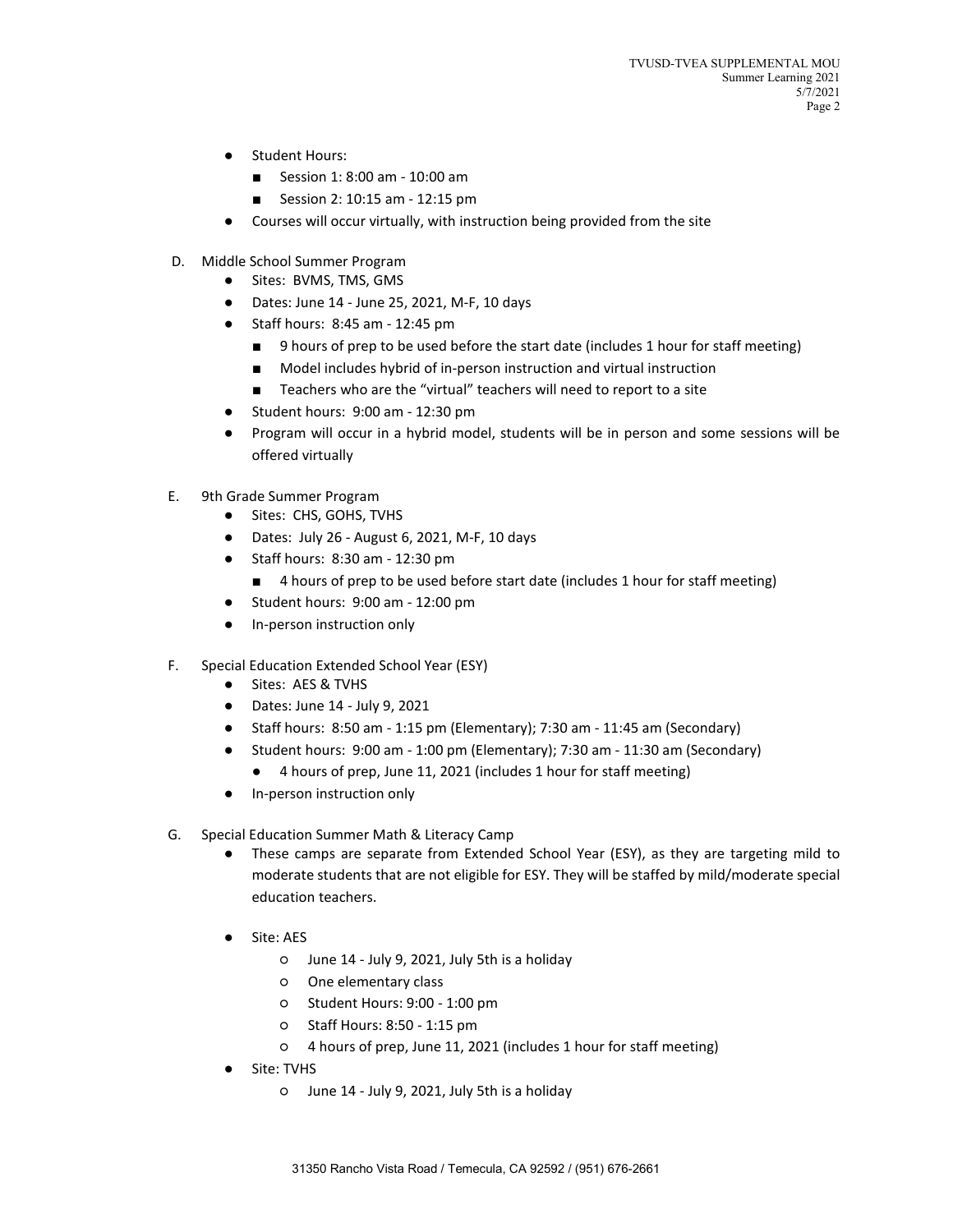- Student Hours:
  - Session 1: 8:00 am - 10:00 am
  - Session 2: 10:15 am - 12:15 pm
- Courses will occur virtually, with instruction being provided from the site

D. Middle School Summer Program
  - Sites: BVMS, TMS, GMS
  - Dates: June 14 - June 25, 2021, M-F, 10 days
  - Staff hours: 8:45 am - 12:45 pm
    - 9 hours of prep to be used before the start date (includes 1 hour for staff meeting)
    - Model includes hybrid of in-person instruction and virtual instruction
    - Teachers who are the "virtual" teachers will need to report to a site
  - Student hours: 9:00 am - 12:30 pm
  - Program will occur in a hybrid model, students will be in person and some sessions will be offered virtually

E. 9th Grade Summer Program
  - Sites: CHS, GOHS, TVHS
  - Dates: July 26 - August 6, 2021, M-F, 10 days
  - Staff hours: 8:30 am - 12:30 pm
    - 4 hours of prep to be used before start date (includes 1 hour for staff meeting)
  - Student hours: 9:00 am - 12:00 pm
  - In-person instruction only

F. Special Education Extended School Year (ESY)
  - Sites: AES & TVHS
  - Dates: June 14 - July 9, 2021
  - Staff hours: 8:50 am - 1:15 pm (Elementary); 7:30 am - 11:45 am (Secondary)
  - Student hours: 9:00 am - 1:00 pm (Elementary); 7:30 am - 11:30 am (Secondary)
    - 4 hours of prep, June 11, 2021 (includes 1 hour for staff meeting)
  - In-person instruction only

G. Special Education Summer Math & Literacy Camp
  - These camps are separate from Extended School Year (ESY), as they are targeting mild to moderate students that are not eligible for ESY. They will be staffed by mild/moderate special education teachers.
  - Site: AES
    - June 14 - July 9, 2021, July 5th is a holiday
    - One elementary class
    - Student Hours: 9:00 - 1:00 pm
    - Staff Hours: 8:50 - 1:15 pm
    - 4 hours of prep, June 11, 2021 (includes 1 hour for staff meeting)
  - Site: TVHS
    - June 14 - July 9, 2021, July 5th is a holiday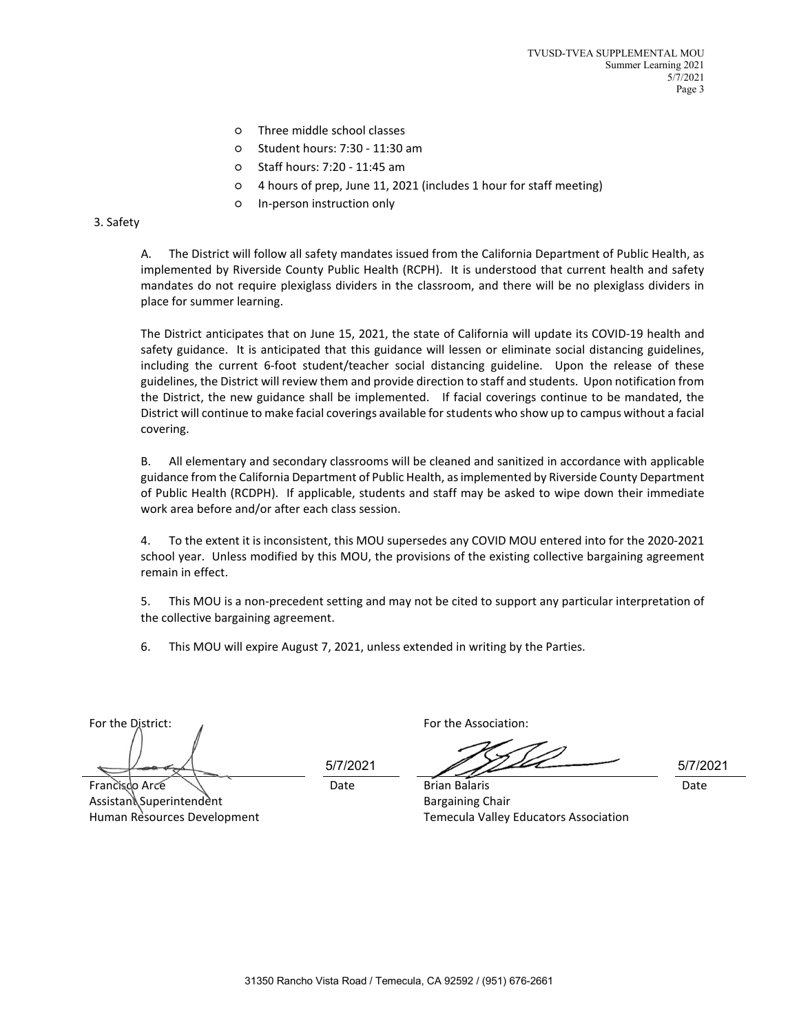- Three middle school classes
- Student hours: 7:30 - 11:30 am
- Staff hours: 7:20 - 11:45 am
- 4 hours of prep, June 11, 2021 (includes 1 hour for staff meeting)
- In-person instruction only

3. Safety

A. The District will follow all safety mandates issued from the California Department of Public Health, as implemented by Riverside County Public Health (RCPH). It is understood that current health and safety mandates do not require plexiglass dividers in the classroom, and there will be no plexiglass dividers in place for summer learning.

The District anticipates that on June 15, 2021, the state of California will update its COVID-19 health and safety guidance. It is anticipated that this guidance will lessen or eliminate social distancing guidelines, including the current 6-foot student/teacher social distancing guideline. Upon the release of these guidelines, the District will review them and provide direction to staff and students. Upon notification from the District, the new guidance shall be implemented. If facial coverings continue to be mandated, the District will continue to make facial coverings available for students who show up to campus without a facial covering.

B. All elementary and secondary classrooms will be cleaned and sanitized in accordance with applicable guidance from the California Department of Public Health, as implemented by Riverside County Department of Public Health (RCDPH). If applicable, students and staff may be asked to wipe down their immediate work area before and/or after each class session.

4. To the extent it is inconsistent, this MOU supersedes any COVID MOU entered into for the 2020-2021 school year. Unless modified by this MOU, the provisions of the existing collective bargaining agreement remain in effect.

5. This MOU is a non-precedent setting and may not be cited to support any particular interpretation of the collective bargaining agreement.

6. This MOU will expire August 7, 2021, unless extended in writing by the Parties.

For the District:

5/7/2021

Francisco Arce
Assistant Superintendent
Human Resources Development

Date

For the Association:

5/7/2021

Brian Balaris
Bargaining Chair
Temecula Valley Educators Association

Date

31350 Rancho Vista Road / Temecula, CA 92592 / (951) 676-2661